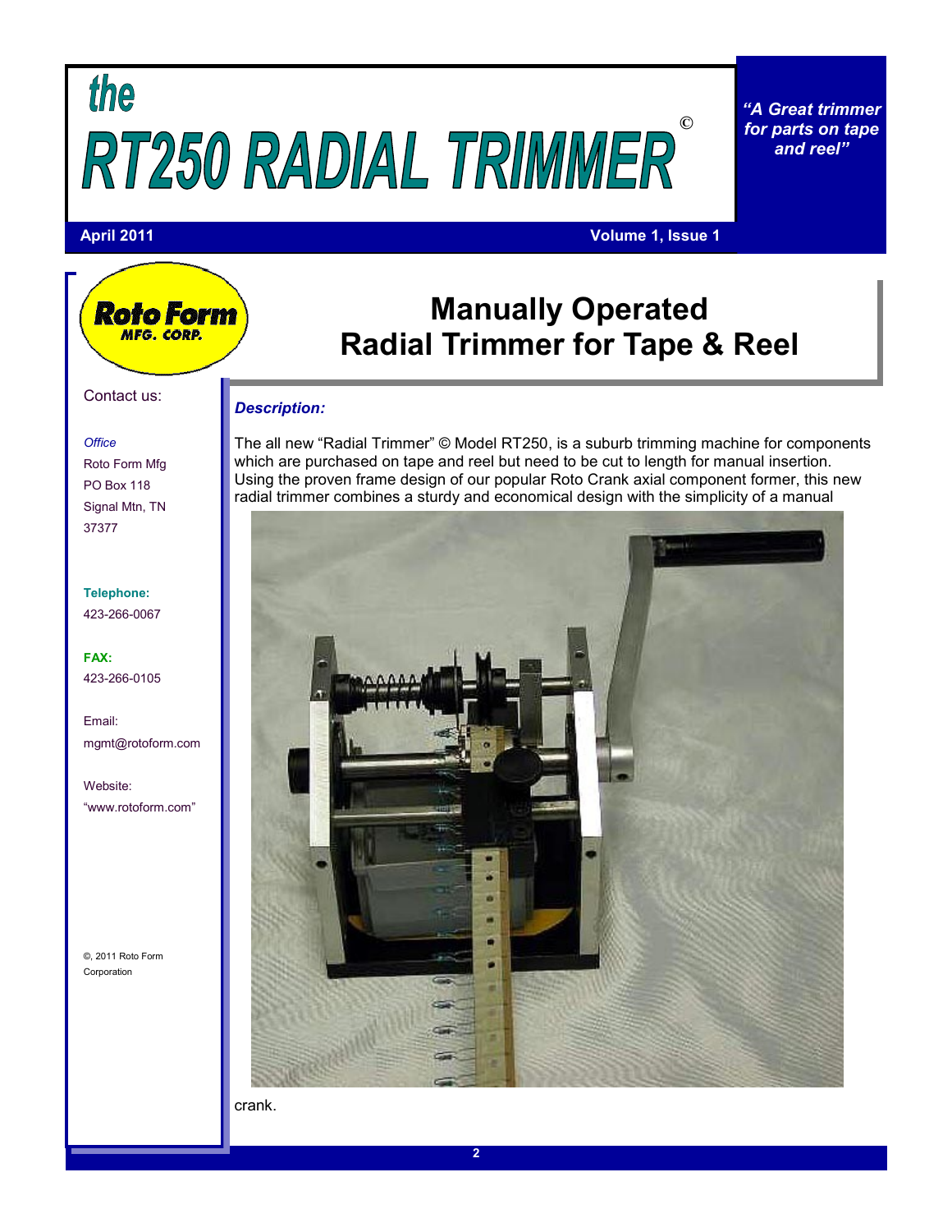# the RT250 RADIAL TRIMMER ©

*"A Great trimmer for parts on tape and reel"*

**April 2011** **Volume 1, Issue 1**

Roto Form MFG. CORP.

Contact us:

*Office*
Roto Form Mfg
PO Box 118
Signal Mtn, TN
37377

**Telephone:**
423-266-0067

**FAX:**
423-266-0105

Email:
mgmt@rotoform.com

Website:
"www.rotoform.com"

©, 2011 Roto Form Corporation

## Manually Operated Radial Trimmer for Tape & Reel

***Description:***

The all new "Radial Trimmer" © Model RT250, is a suburb trimming machine for components which are purchased on tape and reel but need to be cut to length for manual insertion. Using the proven frame design of our popular Roto Crank axial component former, this new radial trimmer combines a sturdy and economical design with the simplicity of a manual crank.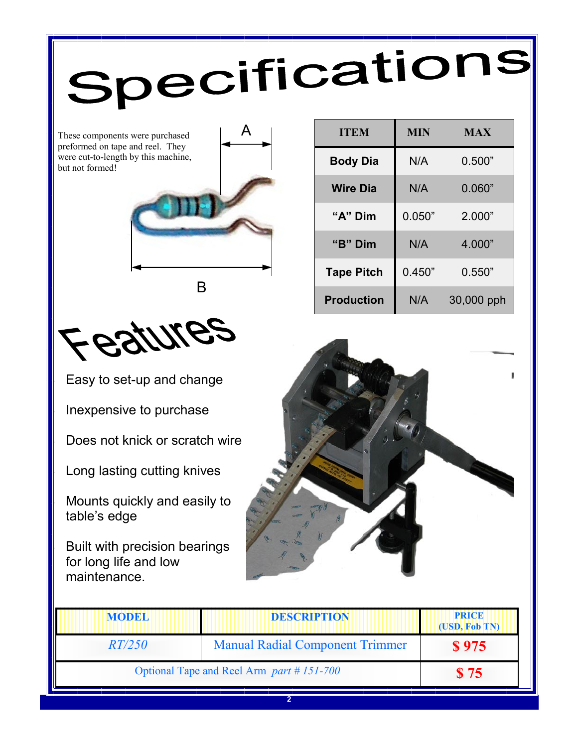# Specifications

These components were purchased preformed on tape and reel. They were cut-to-length by this machine, but not formed!

A

B

| ITEM | MIN | MAX |
|---|---|---|
| Body Dia | N/A | 0.500” |
| Wire Dia | N/A | 0.060” |
| “A” Dim | 0.050” | 2.000” |
| “B” Dim | N/A | 4.000” |
| Tape Pitch | 0.450” | 0.550” |
| Production | N/A | 30,000 pph |

# Features

- Easy to set-up and change
- Inexpensive to purchase
- Does not knick or scratch wire
- Long lasting cutting knives
- Mounts quickly and easily to table’s edge
- Built with precision bearings for long life and low maintenance.

| MODEL | DESCRIPTION | PRICE (USD, Fob TN) |
|---|---|---|
| *RT/250* | Manual Radial Component Trimmer | **$ 975** |
| Optional Tape and Reel Arm *part # 151-700* | | **$ 75** |